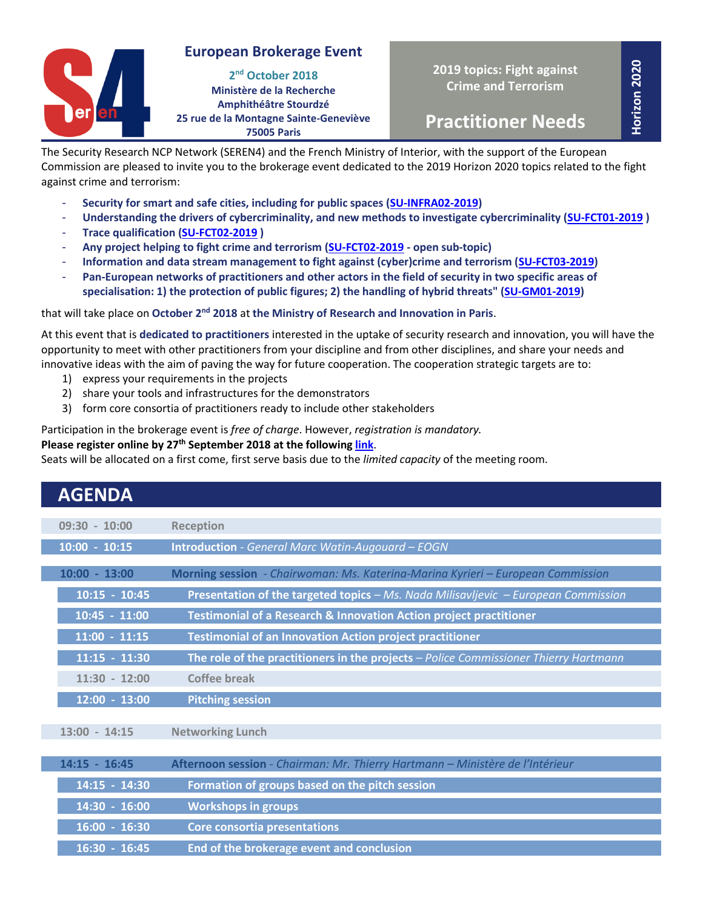# European Brokerage Event

**2nd October 2018**
**Ministère de la Recherche**
**Amphithéâtre Stourdzé**
**25 rue de la Montagne Sainte-Geneviève**
**75005 Paris**

**2019 topics: Fight against Crime and Terrorism**

## Practitioner Needs

**Horizon 2020**

The Security Research NCP Network (SEREN4) and the French Ministry of Interior, with the support of the European Commission are pleased to invite you to the brokerage event dedicated to the 2019 Horizon 2020 topics related to the fight against crime and terrorism:

- **Security for smart and safe cities, including for public spaces (SU-INFRA02-2019)**
- **Understanding the drivers of cybercriminality, and new methods to investigate cybercriminality (SU-FCT01-2019 )**
- **Trace qualification (SU-FCT02-2019 )**
- **Any project helping to fight crime and terrorism (SU-FCT02-2019 - open sub-topic)**
- **Information and data stream management to fight against (cyber)crime and terrorism (SU-FCT03-2019)**
- **Pan-European networks of practitioners and other actors in the field of security in two specific areas of specialisation: 1) the protection of public figures; 2) the handling of hybrid threats" (SU-GM01-2019)**

that will take place on **October 2nd 2018** at **the Ministry of Research and Innovation in Paris**.

At this event that is **dedicated to practitioners** interested in the uptake of security research and innovation, you will have the opportunity to meet with other practitioners from your discipline and from other disciplines, and share your needs and innovative ideas with the aim of paving the way for future cooperation. The cooperation strategic targets are to:

1) express your requirements in the projects
2) share your tools and infrastructures for the demonstrators
3) form core consortia of practitioners ready to include other stakeholders

Participation in the brokerage event is *free of charge*. However, *registration is mandatory.*
**Please register online by 27th September 2018 at the following link**.
Seats will be allocated on a first come, first serve basis due to the *limited capacity* of the meeting room.

## AGENDA

| Time | Session |
|---|---|
| 09:30 - 10:00 | Reception |
| 10:00 - 10:15 | **Introduction** - *General Marc Watin-Augouard – EOGN* |
| 10:00 - 13:00 | **Morning session** - *Chairwoman: Ms. Katerina-Marina Kyrieri – European Commission* |
| 10:15 - 10:45 | **Presentation of the targeted topics** – *Ms. Nada Milisavljevic – European Commission* |
| 10:45 - 11:00 | **Testimonial of a Research & Innovation Action project practitioner** |
| 11:00 - 11:15 | **Testimonial of an Innovation Action project practitioner** |
| 11:15 - 11:30 | **The role of the practitioners in the projects** – *Police Commissioner Thierry Hartmann* |
| 11:30 - 12:00 | Coffee break |
| 12:00 - 13:00 | **Pitching session** |
| 13:00 - 14:15 | Networking Lunch |
| 14:15 - 16:45 | **Afternoon session** - *Chairman: Mr. Thierry Hartmann – Ministère de l'Intérieur* |
| 14:15 - 14:30 | **Formation of groups based on the pitch session** |
| 14:30 - 16:00 | **Workshops in groups** |
| 16:00 - 16:30 | **Core consortia presentations** |
| 16:30 - 16:45 | **End of the brokerage event and conclusion** |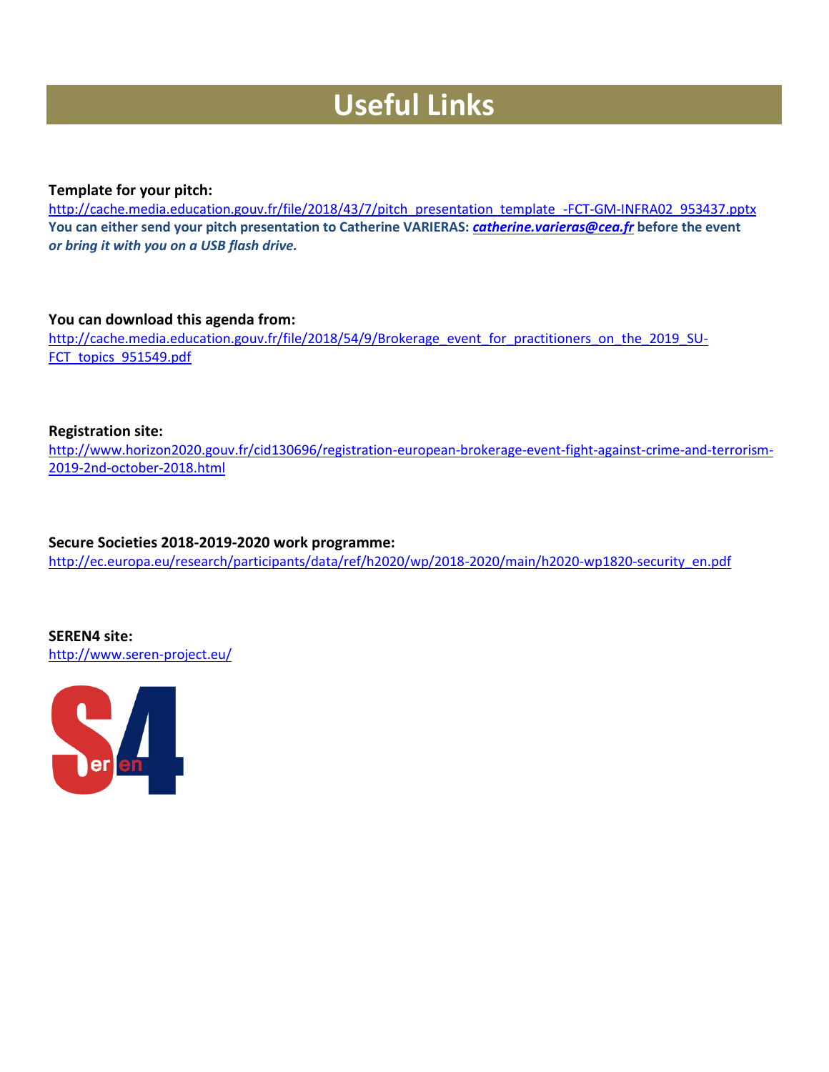# Useful Links

**Template for your pitch:**
http://cache.media.education.gouv.fr/file/2018/43/7/pitch_presentation_template_-FCT-GM-INFRA02_953437.pptx
**You can either send your pitch presentation to Catherine VARIERAS: *catherine.varieras@cea.fr* before the event *or bring it with you on a USB flash drive.***

**You can download this agenda from:**
http://cache.media.education.gouv.fr/file/2018/54/9/Brokerage_event_for_practitioners_on_the_2019_SU-FCT_topics_951549.pdf

**Registration site:**
http://www.horizon2020.gouv.fr/cid130696/registration-european-brokerage-event-fight-against-crime-and-terrorism-2019-2nd-october-2018.html

**Secure Societies 2018-2019-2020 work programme:**
http://ec.europa.eu/research/participants/data/ref/h2020/wp/2018-2020/main/h2020-wp1820-security_en.pdf

**SEREN4 site:**
http://www.seren-project.eu/